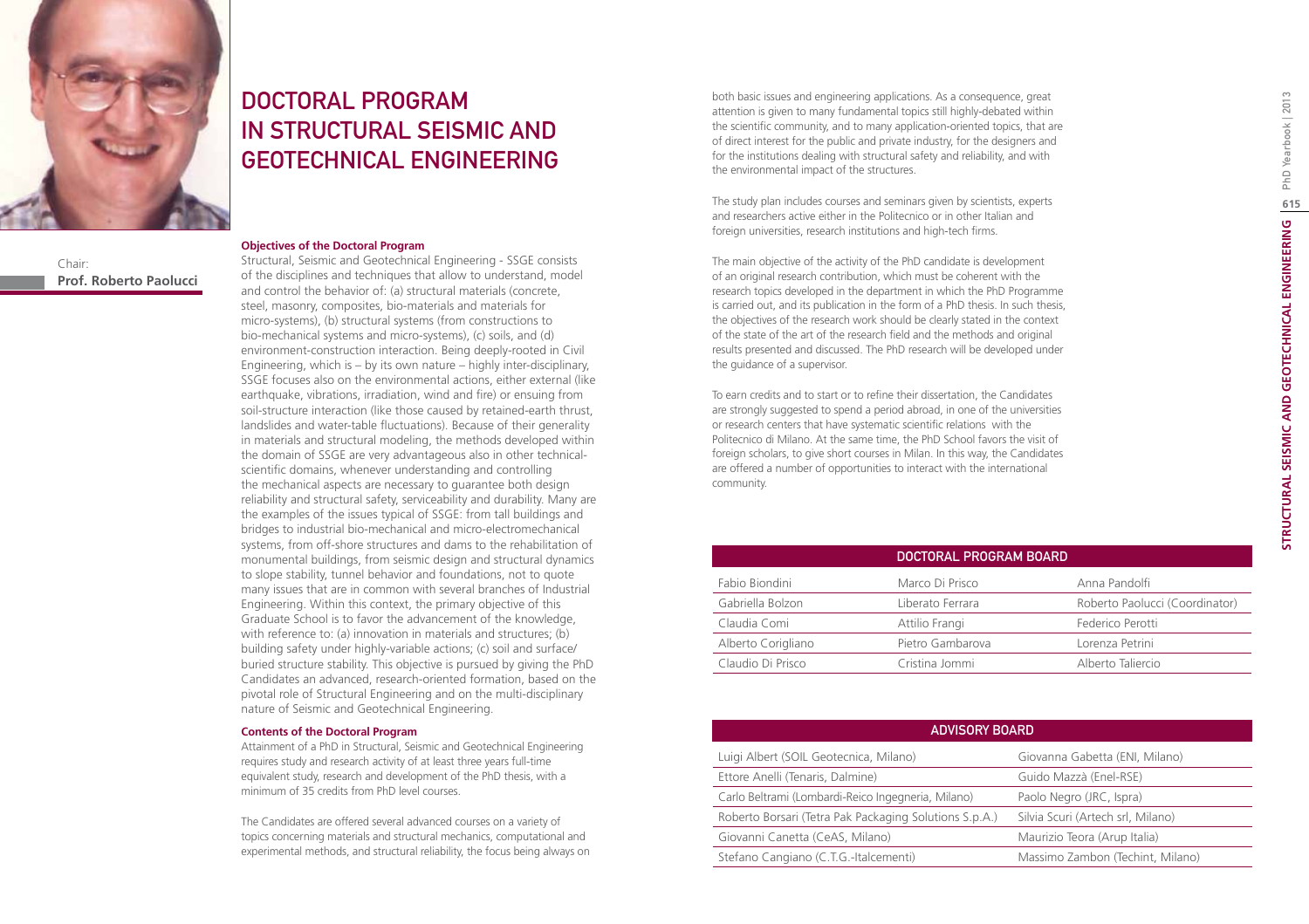# DOCTORAL PROGRAM IN STRUCTURAL SEISMIC AND GEOTECHNICAL ENGINEERING

Chair:
**Prof. Roberto Paolucci**

### Objectives of the Doctoral Program

Structural, Seismic and Geotechnical Engineering - SSGE consists of the disciplines and techniques that allow to understand, model and control the behavior of: (a) structural materials (concrete, steel, masonry, composites, bio-materials and materials for micro-systems), (b) structural systems (from constructions to bio-mechanical systems and micro-systems), (c) soils, and (d) environment-construction interaction. Being deeply-rooted in Civil Engineering, which is – by its own nature – highly inter-disciplinary, SSGE focuses also on the environmental actions, either external (like earthquake, vibrations, irradiation, wind and fire) or ensuing from soil-structure interaction (like those caused by retained-earth thrust, landslides and water-table fluctuations). Because of their generality in materials and structural modeling, the methods developed within the domain of SSGE are very advantageous also in other technical-scientific domains, whenever understanding and controlling the mechanical aspects are necessary to guarantee both design reliability and structural safety, serviceability and durability. Many are the examples of the issues typical of SSGE: from tall buildings and bridges to industrial bio-mechanical and micro-electromechanical systems, from off-shore structures and dams to the rehabilitation of monumental buildings, from seismic design and structural dynamics to slope stability, tunnel behavior and foundations, not to quote many issues that are in common with several branches of Industrial Engineering. Within this context, the primary objective of this Graduate School is to favor the advancement of the knowledge, with reference to: (a) innovation in materials and structures; (b) building safety under highly-variable actions; (c) soil and surface/buried structure stability. This objective is pursued by giving the PhD Candidates an advanced, research-oriented formation, based on the pivotal role of Structural Engineering and on the multi-disciplinary nature of Seismic and Geotechnical Engineering.

### Contents of the Doctoral Program

Attainment of a PhD in Structural, Seismic and Geotechnical Engineering requires study and research activity of at least three years full-time equivalent study, research and development of the PhD thesis, with a minimum of 35 credits from PhD level courses.

The Candidates are offered several advanced courses on a variety of topics concerning materials and structural mechanics, computational and experimental methods, and structural reliability, the focus being always on both basic issues and engineering applications. As a consequence, great attention is given to many fundamental topics still highly-debated within the scientific community, and to many application-oriented topics, that are of direct interest for the public and private industry, for the designers and for the institutions dealing with structural safety and reliability, and with the environmental impact of the structures.

The study plan includes courses and seminars given by scientists, experts and researchers active either in the Politecnico or in other Italian and foreign universities, research institutions and high-tech firms.

The main objective of the activity of the PhD candidate is development of an original research contribution, which must be coherent with the research topics developed in the department in which the PhD Programme is carried out, and its publication in the form of a PhD thesis. In such thesis, the objectives of the research work should be clearly stated in the context of the state of the art of the research field and the methods and original results presented and discussed. The PhD research will be developed under the guidance of a supervisor.

To earn credits and to start or to refine their dissertation, the Candidates are strongly suggested to spend a period abroad, in one of the universities or research centers that have systematic scientific relations with the Politecnico di Milano. At the same time, the PhD School favors the visit of foreign scholars, to give short courses in Milan. In this way, the Candidates are offered a number of opportunities to interact with the international community.

| DOCTORAL PROGRAM BOARD | | |
|---|---|---|
| Fabio Biondini | Marco Di Prisco | Anna Pandolfi |
| Gabriella Bolzon | Liberato Ferrara | Roberto Paolucci (Coordinator) |
| Claudia Comi | Attilio Frangi | Federico Perotti |
| Alberto Corigliano | Pietro Gambarova | Lorenza Petrini |
| Claudio Di Prisco | Cristina Jommi | Alberto Taliercio |

| ADVISORY BOARD | |
|---|---|
| Luigi Albert (SOIL Geotecnica, Milano) | Giovanna Gabetta (ENI, Milano) |
| Ettore Anelli (Tenaris, Dalmine) | Guido Mazzà (Enel-RSE) |
| Carlo Beltrami (Lombardi-Reico Ingegneria, Milano) | Paolo Negro (JRC, Ispra) |
| Roberto Borsari (Tetra Pak Packaging Solutions S.p.A.) | Silvia Scuri (Artech srl, Milano) |
| Giovanni Canetta (CeAS, Milano) | Maurizio Teora (Arup Italia) |
| Stefano Cangiano (C.T.G.-Italcementi) | Massimo Zambon (Techint, Milano) |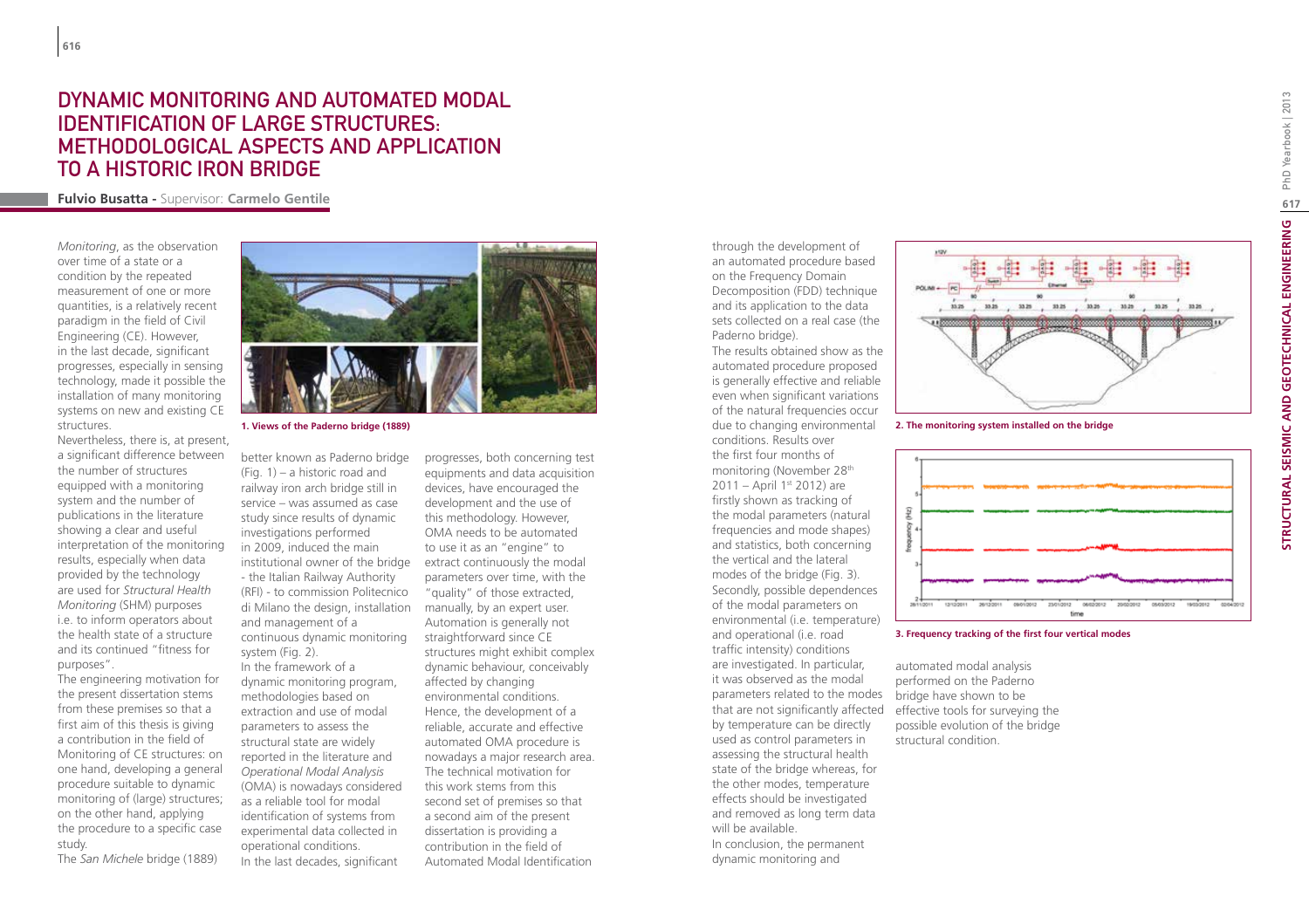# DYNAMIC MONITORING AND AUTOMATED MODAL IDENTIFICATION OF LARGE STRUCTURES: METHODOLOGICAL ASPECTS AND APPLICATION TO A HISTORIC IRON BRIDGE

**Fulvio Busatta -** Supervisor: **Carmelo Gentile**

*Monitoring*, as the observation over time of a state or a condition by the repeated measurement of one or more quantities, is a relatively recent paradigm in the field of Civil Engineering (CE). However, in the last decade, significant progresses, especially in sensing technology, made it possible the installation of many monitoring systems on new and existing CE structures.

Nevertheless, there is, at present, a significant difference between the number of structures equipped with a monitoring system and the number of publications in the literature showing a clear and useful interpretation of the monitoring results, especially when data provided by the technology are used for *Structural Health Monitoring* (SHM) purposes i.e. to inform operators about the health state of a structure and its continued "fitness for purposes".

The engineering motivation for the present dissertation stems from these premises so that a first aim of this thesis is giving a contribution in the field of Monitoring of CE structures: on one hand, developing a general procedure suitable to dynamic monitoring of (large) structures; on the other hand, applying the procedure to a specific case study.

The *San Michele* bridge (1889) better known as Paderno bridge (Fig. 1) – a historic road and railway iron arch bridge still in service – was assumed as case study since results of dynamic investigations performed in 2009, induced the main institutional owner of the bridge - the Italian Railway Authority (RFI) - to commission Politecnico di Milano the design, installation and management of a continuous dynamic monitoring system (Fig. 2).

1. Views of the Paderno bridge (1889)

In the framework of a dynamic monitoring program, methodologies based on extraction and use of modal parameters to assess the structural state are widely reported in the literature and *Operational Modal Analysis* (OMA) is nowadays considered as a reliable tool for modal identification of systems from experimental data collected in operational conditions.

In the last decades, significant progresses, both concerning test equipments and data acquisition devices, have encouraged the development and the use of this methodology. However, OMA needs to be automated to use it as an "engine" to extract continuously the modal parameters over time, with the "quality" of those extracted, manually, by an expert user. Automation is generally not straightforward since CE structures might exhibit complex dynamic behaviour, conceivably affected by changing environmental conditions. Hence, the development of a reliable, accurate and effective automated OMA procedure is nowadays a major research area. The technical motivation for this work stems from this second set of premises so that a second aim of the present dissertation is providing a contribution in the field of Automated Modal Identification through the development of an automated procedure based on the Frequency Domain Decomposition (FDD) technique and its application to the data sets collected on a real case (the Paderno bridge).

The results obtained show as the automated procedure proposed is generally effective and reliable even when significant variations of the natural frequencies occur due to changing environmental conditions. Results over the first four months of monitoring (November 28th 2011 – April 1st 2012) are firstly shown as tracking of the modal parameters (natural frequencies and mode shapes) and statistics, both concerning the vertical and the lateral modes of the bridge (Fig. 3). Secondly, possible dependences of the modal parameters on environmental (i.e. temperature) and operational (i.e. road traffic intensity) conditions are investigated. In particular, it was observed as the modal parameters related to the modes that are not significantly affected by temperature can be directly used as control parameters in assessing the structural health state of the bridge whereas, for the other modes, temperature effects should be investigated and removed as long term data will be available.

In conclusion, the permanent dynamic monitoring and automated modal analysis performed on the Paderno bridge have shown to be effective tools for surveying the possible evolution of the bridge structural condition.

2. The monitoring system installed on the bridge

3. Frequency tracking of the first four vertical modes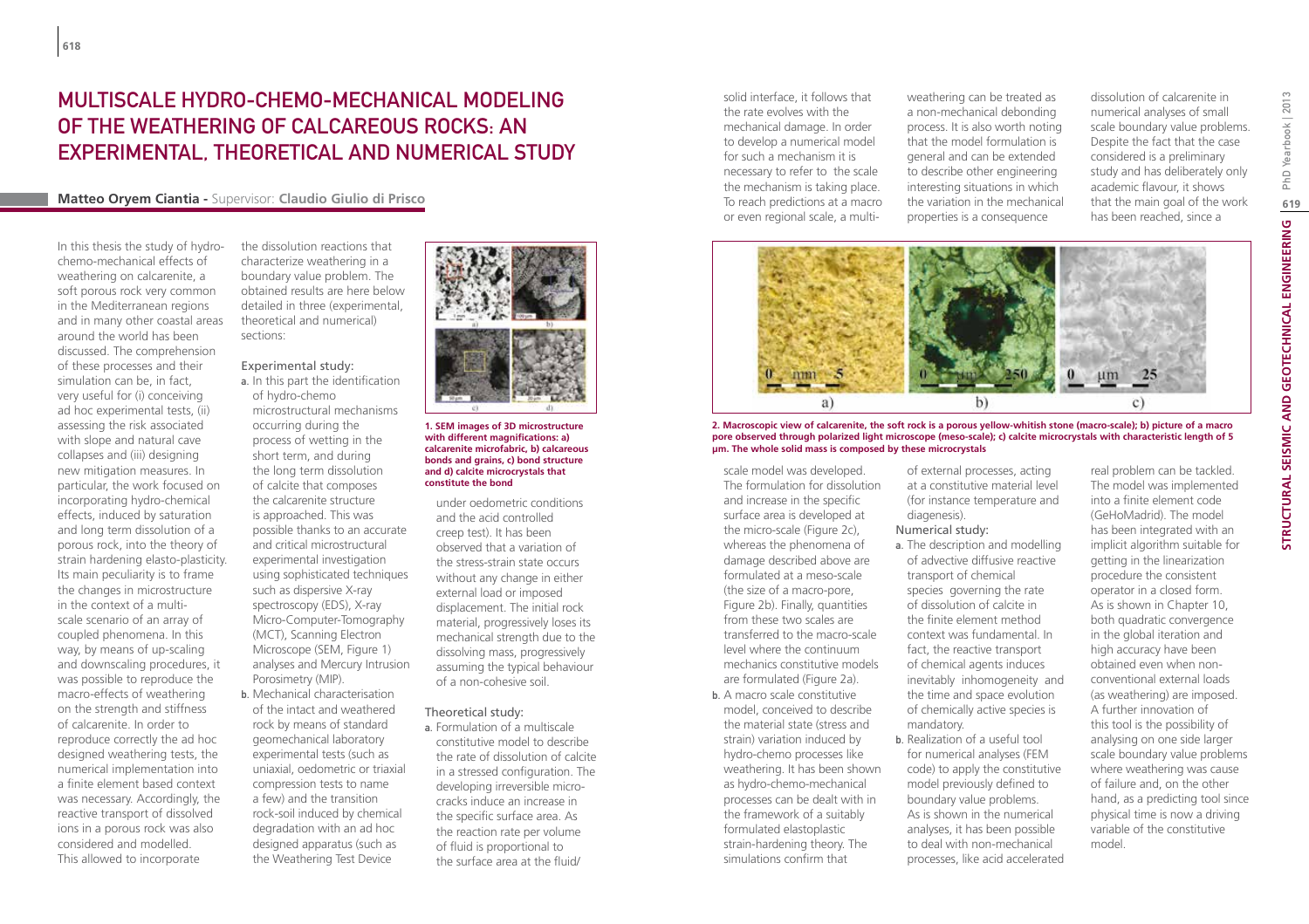# MULTISCALE HYDRO-CHEMO-MECHANICAL MODELING OF THE WEATHERING OF CALCAREOUS ROCKS: AN EXPERIMENTAL, THEORETICAL AND NUMERICAL STUDY

**Matteo Oryem Ciantia** - Supervisor: **Claudio Giulio di Prisco**

In this thesis the study of hydro-chemo-mechanical effects of weathering on calcarenite, a soft porous rock very common in the Mediterranean regions and in many other coastal areas around the world has been discussed. The comprehension of these processes and their simulation can be, in fact, very useful for (i) conceiving ad hoc experimental tests, (ii) assessing the risk associated with slope and natural cave collapses and (iii) designing new mitigation measures. In particular, the work focused on incorporating hydro-chemical effects, induced by saturation and long term dissolution of a porous rock, into the theory of strain hardening elasto-plasticity. Its main peculiarity is to frame the changes in microstructure in the context of a multi-scale scenario of an array of coupled phenomena. In this way, by means of up-scaling and downscaling procedures, it was possible to reproduce the macro-effects of weathering on the strength and stiffness of calcarenite. In order to reproduce correctly the ad hoc designed weathering tests, the numerical implementation into a finite element based context was necessary. Accordingly, the reactive transport of dissolved ions in a porous rock was also considered and modelled. This allowed to incorporate the dissolution reactions that characterize weathering in a boundary value problem. The obtained results are here below detailed in three (experimental, theoretical and numerical) sections:

Experimental study:

a. In this part the identification of hydro-chemo microstructural mechanisms occurring during the process of wetting in the short term, and during the long term dissolution of calcite that composes the calcarenite structure is approached. This was possible thanks to an accurate and critical microstructural experimental investigation using sophisticated techniques such as dispersive X-ray spectroscopy (EDS), X-ray Micro-Computer-Tomography (MCT), Scanning Electron Microscope (SEM, Figure 1) analyses and Mercury Intrusion Porosimetry (MIP).
b. Mechanical characterisation of the intact and weathered rock by means of standard geomechanical laboratory experimental tests (such as uniaxial, oedometric or triaxial compression tests to name a few) and the transition rock-soil induced by chemical degradation with an ad hoc designed apparatus (such as the Weathering Test Device under oedometric conditions and the acid controlled creep test). It has been observed that a variation of the stress-strain state occurs without any change in either external load or imposed displacement. The initial rock material, progressively loses its mechanical strength due to the dissolving mass, progressively assuming the typical behaviour of a non-cohesive soil.

**1. SEM images of 3D microstructure with different magnifications: a) calcarenite microfabric, b) calcareous bonds and grains, c) bond structure and d) calcite microcrystals that constitute the bond**

Theoretical study:

a. Formulation of a multiscale constitutive model to describe the rate of dissolution of calcite in a stressed configuration. The developing irreversible micro-cracks induce an increase in the specific surface area. As the reaction rate per volume of fluid is proportional to the surface area at the fluid/solid interface, it follows that the rate evolves with the mechanical damage. In order to develop a numerical model for such a mechanism it is necessary to refer to the scale the mechanism is taking place. To reach predictions at a macro or even regional scale, a multi-scale model was developed. The formulation for dissolution and increase in the specific surface area is developed at the micro-scale (Figure 2c), whereas the phenomena of damage described above are formulated at a meso-scale (the size of a macro-pore, Figure 2b). Finally, quantities from these two scales are transferred to the macro-scale level where the continuum mechanics constitutive models are formulated (Figure 2a).
b. A macro scale constitutive model, conceived to describe the material state (stress and strain) variation induced by hydro-chemo processes like weathering. It has been shown as hydro-chemo-mechanical processes can be dealt with in the framework of a suitably formulated elastoplastic strain-hardening theory. The simulations confirm that weathering can be treated as a non-mechanical debonding process. It is also worth noting that the model formulation is general and can be extended to describe other engineering interesting situations in which the variation in the mechanical properties is a consequence of external processes, acting at a constitutive material level (for instance temperature and diagenesis).

**2. Macroscopic view of calcarenite, the soft rock is a porous yellow-whitish stone (macro-scale); b) picture of a macro pore observed through polarized light microscope (meso-scale); c) calcite microcrystals with characteristic length of 5 µm. The whole solid mass is composed by these microcrystals**

Numerical study:

a. The description and modelling of advective diffusive reactive transport of chemical species governing the rate of dissolution of calcite in the finite element method context was fundamental. In fact, the reactive transport of chemical agents induces inevitably inhomogeneity and the time and space evolution of chemically active species is mandatory.
b. Realization of a useful tool for numerical analyses (FEM code) to apply the constitutive model previously defined to boundary value problems. As is shown in the numerical analyses, it has been possible to deal with non-mechanical processes, like acid accelerated dissolution of calcarenite in numerical analyses of small scale boundary value problems. Despite the fact that the case considered is a preliminary study and has deliberately only academic flavour, it shows that the main goal of the work has been reached, since a real problem can be tackled. The model was implemented into a finite element code (GeHoMadrid). The model has been integrated with an implicit algorithm suitable for getting in the linearization procedure the consistent operator in a closed form. As is shown in Chapter 10, both quadratic convergence in the global iteration and high accuracy have been obtained even when non-conventional external loads (as weathering) are imposed. A further innovation of this tool is the possibility of analysing on one side larger scale boundary value problems where weathering was cause of failure and, on the other hand, as a predicting tool since physical time is now a driving variable of the constitutive model.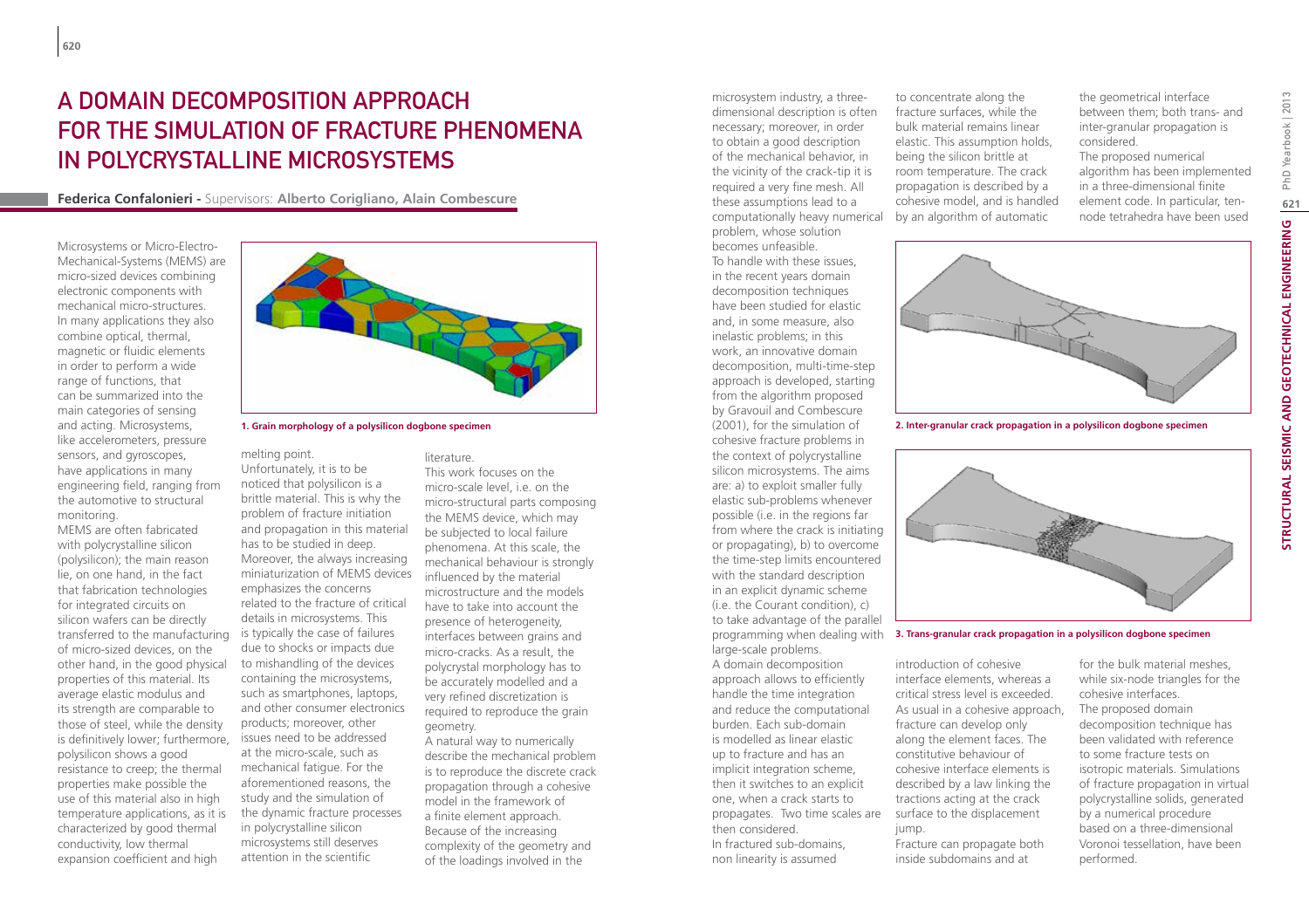# A Domain Decomposition Approach for the Simulation of Fracture Phenomena in Polycrystalline Microsystems

**Federica Confalonieri** - Supervisors: **Alberto Corigliano, Alain Combescure**

Microsystems or Micro-Electro-Mechanical-Systems (MEMS) are micro-sized devices combining electronic components with mechanical micro-structures. In many applications they also combine optical, thermal, magnetic or fluidic elements in order to perform a wide range of functions, that can be summarized into the main categories of sensing and acting. Microsystems, like accelerometers, pressure sensors, and gyroscopes, have applications in many engineering field, ranging from the automotive to structural monitoring.

MEMS are often fabricated with polycrystalline silicon (polysilicon); the main reason lie, on one hand, in the fact that fabrication technologies for integrated circuits on silicon wafers can be directly transferred to the manufacturing of micro-sized devices, on the other hand, in the good physical properties of this material. Its average elastic modulus and its strength are comparable to those of steel, while the density is definitively lower; furthermore, polysilicon shows a good resistance to creep; the thermal properties make possible the use of this material also in high temperature applications, as it is characterized by good thermal conductivity, low thermal expansion coefficient and high melting point.

**1. Grain morphology of a polysilicon dogbone specimen**

Unfortunately, it is to be noticed that polysilicon is a brittle material. This is why the problem of fracture initiation and propagation in this material has to be studied in deep. Moreover, the always increasing miniaturization of MEMS devices emphasizes the concerns related to the fracture of critical details in microsystems. This is typically the case of failures due to shocks or impacts due to mishandling of the devices containing the microsystems, such as smartphones, laptops, and other consumer electronics products; moreover, other issues need to be addressed at the micro-scale, such as mechanical fatigue. For the aforementioned reasons, the study and the simulation of the dynamic fracture processes in polycrystalline silicon microsystems still deserves attention in the scientific literature.

This work focuses on the micro-scale level, i.e. on the micro-structural parts composing the MEMS device, which may be subjected to local failure phenomena. At this scale, the mechanical behaviour is strongly influenced by the material microstructure and the models have to take into account the presence of heterogeneity, interfaces between grains and micro-cracks. As a result, the polycrystal morphology has to be accurately modelled and a very refined discretization is required to reproduce the grain geometry.

A natural way to numerically describe the mechanical problem is to reproduce the discrete crack propagation through a cohesive model in the framework of a finite element approach. Because of the increasing complexity of the geometry and of the loadings involved in the microsystem industry, a three-dimensional description is often necessary; moreover, in order to obtain a good description of the mechanical behavior, in the vicinity of the crack-tip it is required a very fine mesh. All these assumptions lead to a computationally heavy numerical problem, whose solution becomes unfeasible.

To handle with these issues, in the recent years domain decomposition techniques have been studied for elastic and, in some measure, also inelastic problems; in this work, an innovative domain decomposition, multi-time-step approach is developed, starting from the algorithm proposed by Gravouil and Combescure (2001), for the simulation of cohesive fracture problems in the context of polycrystalline silicon microsystems. The aims are: a) to exploit smaller fully elastic sub-problems whenever possible (i.e. in the regions far from where the crack is initiating or propagating), b) to overcome the time-step limits encountered with the standard description in an explicit dynamic scheme (i.e. the Courant condition), c) to take advantage of the parallel programming when dealing with large-scale problems.

A domain decomposition approach allows to efficiently handle the time integration and reduce the computational burden. Each sub-domain is modelled as linear elastic up to fracture and has an implicit integration scheme, then it switches to an explicit one, when a crack starts to propagates. Two time scales are then considered.

In fractured sub-domains, non linearity is assumed to concentrate along the fracture surfaces, while the bulk material remains linear elastic. This assumption holds, being the silicon brittle at room temperature. The crack propagation is described by a cohesive model, and is handled by an algorithm of automatic introduction of cohesive interface elements, whereas a critical stress level is exceeded. As usual in a cohesive approach, fracture can develop only along the element faces. The constitutive behaviour of cohesive interface elements is described by a law linking the tractions acting at the crack surface to the displacement jump.

Fracture can propagate both inside subdomains and at the geometrical interface between them; both trans- and inter-granular propagation is considered.

The proposed numerical algorithm has been implemented in a three-dimensional finite element code. In particular, ten-node tetrahedra have been used for the bulk material meshes, while six-node triangles for the cohesive interfaces.

**2. Inter-granular crack propagation in a polysilicon dogbone specimen**

**3. Trans-granular crack propagation in a polysilicon dogbone specimen**

The proposed domain decomposition technique has been validated with reference to some fracture tests on isotropic materials. Simulations of fracture propagation in virtual polycrystalline solids, generated by a numerical procedure based on a three-dimensional Voronoi tessellation, have been performed.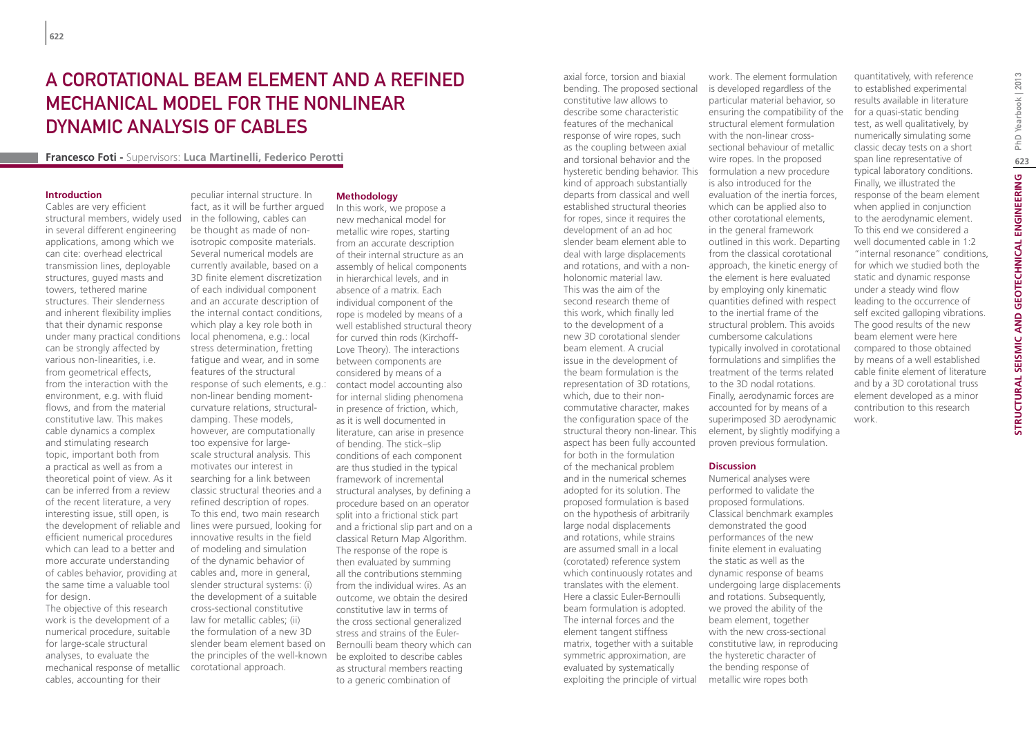# A Corotational Beam Element and a Refined Mechanical Model for the Nonlinear Dynamic Analysis of Cables

**Francesco Foti** - Supervisors: **Luca Martinelli, Federico Perotti**

## Introduction

Cables are very efficient structural members, widely used in several different engineering applications, among which we can cite: overhead electrical transmission lines, deployable structures, guyed masts and towers, tethered marine structures. Their slenderness and inherent flexibility implies that their dynamic response under many practical conditions can be strongly affected by various non-linearities, i.e. from geometrical effects, from the interaction with the environment, e.g. with fluid flows, and from the material constitutive law. This makes cable dynamics a complex and stimulating research topic, important both from a practical as well as from a theoretical point of view. As it can be inferred from a review of the recent literature, a very interesting issue, still open, is the development of reliable and efficient numerical procedures which can lead to a better and more accurate understanding of cables behavior, providing at the same time a valuable tool for design.

The objective of this research work is the development of a numerical procedure, suitable for large-scale structural analyses, to evaluate the mechanical response of metallic cables, accounting for their peculiar internal structure. In fact, as it will be further argued in the following, cables can be thought as made of non-isotropic composite materials. Several numerical models are currently available, based on a 3D finite element discretization of each individual component and an accurate description of the internal contact conditions, which play a key role both in local phenomena, e.g.: local stress determination, fretting fatigue and wear, and in some features of the structural response of such elements, e.g.: non-linear bending moment-curvature relations, structural-damping. These models, however, are computationally too expensive for large-scale structural analysis. This motivates our interest in searching for a link between classic structural theories and a refined description of ropes. To this end, two main research lines were pursued, looking for innovative results in the field of modeling and simulation of the dynamic behavior of cables and, more in general, slender structural systems: (i) the development of a suitable cross-sectional constitutive law for metallic cables; (ii) the formulation of a new 3D slender beam element based on the principles of the well-known corotational approach.

## Methodology

In this work, we propose a new mechanical model for metallic wire ropes, starting from an accurate description of their internal structure as an assembly of helical components in hierarchical levels, and in absence of a matrix. Each individual component of the rope is modeled by means of a well established structural theory for curved thin rods (Kirchoff-Love Theory). The interactions between components are considered by means of a contact model accounting also for internal sliding phenomena in presence of friction, which, as it is well documented in literature, can arise in presence of bending. The stick–slip conditions of each component are thus studied in the typical framework of incremental structural analyses, by defining a procedure based on an operator split into a frictional stick part and a frictional slip part and on a classical Return Map Algorithm. The response of the rope is then evaluated by summing all the contributions stemming from the individual wires. As an outcome, we obtain the desired constitutive law in terms of the cross sectional generalized stress and strains of the Euler-Bernoulli beam theory which can be exploited to describe cables as structural members reacting to a generic combination of axial force, torsion and biaxial bending. The proposed sectional constitutive law allows to describe some characteristic features of the mechanical response of wire ropes, such as the coupling between axial and torsional behavior and the hysteretic bending behavior. This kind of approach substantially departs from classical and well established structural theories for ropes, since it requires the development of an ad hoc slender beam element able to deal with large displacements and rotations, and with a non-holonomic material law.

This was the aim of the second research theme of this work, which finally led to the development of a new 3D corotational slender beam element. A crucial issue in the development of the beam formulation is the representation of 3D rotations, which, due to their non-commutative character, makes the configuration space of the structural theory non-linear. This aspect has been fully accounted for both in the formulation of the mechanical problem and in the numerical schemes adopted for its solution. The proposed formulation is based on the hypothesis of arbitrarily large nodal displacements and rotations, while strains are assumed small in a local (corotated) reference system which continuously rotates and translates with the element. Here a classic Euler-Bernoulli beam formulation is adopted. The internal forces and the element tangent stiffness matrix, together with a suitable symmetric approximation, are evaluated by systematically exploiting the principle of virtual work. The element formulation is developed regardless of the particular material behavior, so ensuring the compatibility of the structural element formulation with the non-linear cross-sectional behaviour of metallic wire ropes. In the proposed formulation a new procedure is also introduced for the evaluation of the inertia forces, which can be applied also to other corotational elements, in the general framework outlined in this work. Departing from the classical corotational approach, the kinetic energy of the element is here evaluated by employing only kinematic quantities defined with respect to the inertial frame of the structural problem. This avoids cumbersome calculations typically involved in corotational formulations and simplifies the treatment of the terms related to the 3D nodal rotations. Finally, aerodynamic forces are accounted for by means of a superimposed 3D aerodynamic element, by slightly modifying a proven previous formulation.

## Discussion

Numerical analyses were performed to validate the proposed formulations. Classical benchmark examples demonstrated the good performances of the new finite element in evaluating the static as well as the dynamic response of beams undergoing large displacements and rotations. Subsequently, we proved the ability of the beam element, together with the new cross-sectional constitutive law, in reproducing the hysteretic character of the bending response of metallic wire ropes both quantitatively, with reference to established experimental results available in literature for a quasi-static bending test, as well qualitatively, by numerically simulating some classic decay tests on a short span line representative of typical laboratory conditions. Finally, we illustrated the response of the beam element when applied in conjunction to the aerodynamic element. To this end we considered a well documented cable in 1:2 "internal resonance" conditions, for which we studied both the static and dynamic response under a steady wind flow leading to the occurrence of self excited galloping vibrations. The good results of the new beam element were here compared to those obtained by means of a well established cable finite element of literature and by a 3D corotational truss element developed as a minor contribution to this research work.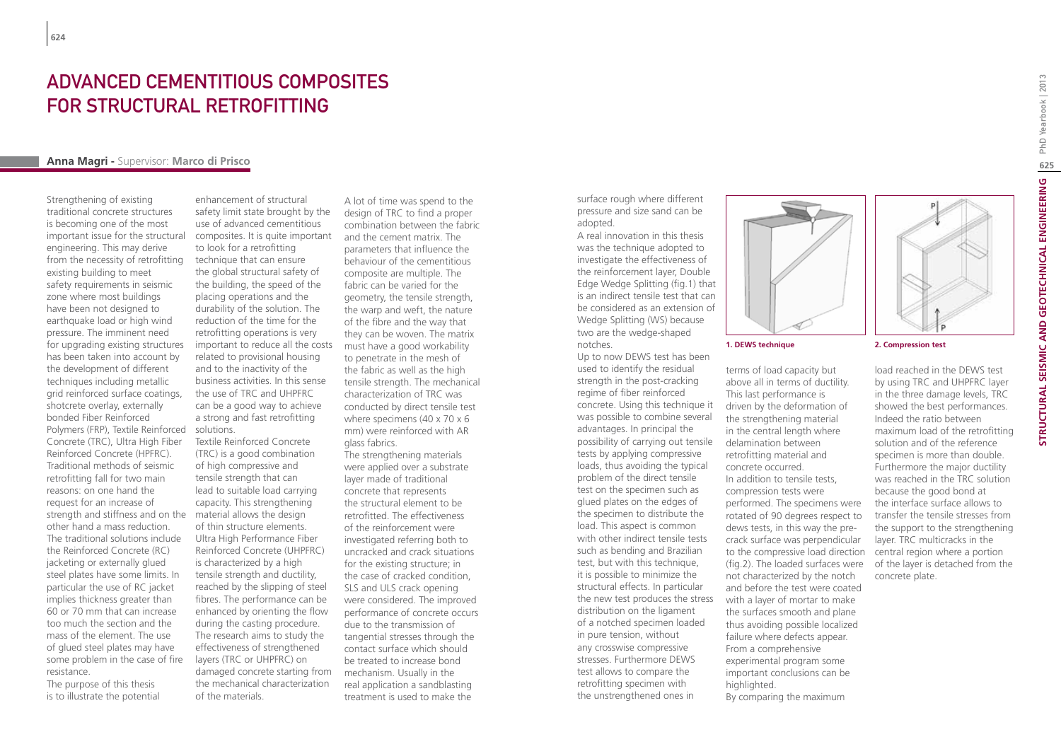# ADVANCED CEMENTITIOUS COMPOSITES FOR STRUCTURAL RETROFITTING

**Anna Magri -** Supervisor: **Marco di Prisco**

Strengthening of existing traditional concrete structures is becoming one of the most important issue for the structural engineering. This may derive from the necessity of retrofitting existing building to meet safety requirements in seismic zone where most buildings have been not designed to earthquake load or high wind pressure. The imminent need for upgrading existing structures has been taken into account by the development of different techniques including metallic grid reinforced surface coatings, shotcrete overlay, externally bonded Fiber Reinforced Polymers (FRP), Textile Reinforced Concrete (TRC), Ultra High Fiber Reinforced Concrete (HPFRC). Traditional methods of seismic retrofitting fall for two main reasons: on one hand the request for an increase of strength and stiffness and on the other hand a mass reduction. The traditional solutions include the Reinforced Concrete (RC) jacketing or externally glued steel plates have some limits. In particular the use of RC jacket implies thickness greater than 60 or 70 mm that can increase too much the section and the mass of the element. The use of glued steel plates may have some problem in the case of fire resistance.

The purpose of this thesis is to illustrate the potential enhancement of structural safety limit state brought by the use of advanced cementitious composites. It is quite important to look for a retrofitting technique that can ensure the global structural safety of the building, the speed of the placing operations and the durability of the solution. The reduction of the time for the retrofitting operations is very important to reduce all the costs related to provisional housing and to the inactivity of the business activities. In this sense the use of TRC and UHPFRC can be a good way to achieve a strong and fast retrofitting solutions.

Textile Reinforced Concrete (TRC) is a good combination of high compressive and tensile strength that can lead to suitable load carrying capacity. This strengthening material allows the design of thin structure elements. Ultra High Performance Fiber Reinforced Concrete (UHPFRC) is characterized by a high tensile strength and ductility, reached by the slipping of steel fibres. The performance can be enhanced by orienting the flow during the casting procedure. The research aims to study the effectiveness of strengthened layers (TRC or UHPFRC) on damaged concrete starting from the mechanical characterization of the materials.

A lot of time was spend to the design of TRC to find a proper combination between the fabric and the cement matrix. The parameters that influence the behaviour of the cementitious composite are multiple. The fabric can be varied for the geometry, the tensile strength, the warp and weft, the nature of the fibre and the way that they can be woven. The matrix must have a good workability to penetrate in the mesh of the fabric as well as the high tensile strength. The mechanical characterization of TRC was conducted by direct tensile test where specimens (40 x 70 x 6 mm) were reinforced with AR glass fabrics.

The strengthening materials were applied over a substrate layer made of traditional concrete that represents the structural element to be retrofitted. The effectiveness of the reinforcement were investigated referring both to uncracked and crack situations for the existing structure; in the case of cracked condition, SLS and ULS crack opening were considered. The improved performance of concrete occurs due to the transmission of tangential stresses through the contact surface which should be treated to increase bond mechanism. Usually in the real application a sandblasting treatment is used to make the surface rough where different pressure and size sand can be adopted.

A real innovation in this thesis was the technique adopted to investigate the effectiveness of the reinforcement layer, Double Edge Wedge Splitting (fig.1) that is an indirect tensile test that can be considered as an extension of Wedge Splitting (WS) because two are the wedge-shaped notches.

Up to now DEWS test has been used to identify the residual strength in the post-cracking regime of fiber reinforced concrete. Using this technique it was possible to combine several advantages. In principal the possibility of carrying out tensile tests by applying compressive loads, thus avoiding the typical problem of the direct tensile test on the specimen such as glued plates on the edges of the specimen to distribute the load. This aspect is common with other indirect tensile tests such as bending and Brazilian test, but with this technique, it is possible to minimize the structural effects. In particular the new test produces the stress distribution on the ligament of a notched specimen loaded in pure tension, without any crosswise compressive stresses. Furthermore DEWS test allows to compare the retrofitting specimen with the unstrengthened ones in terms of load capacity but above all in terms of ductility. This last performance is driven by the deformation of the strengthening material in the central length where delamination between retrofitting material and concrete occurred.

In addition to tensile tests, compression tests were performed. The specimens were rotated of 90 degrees respect to dews tests, in this way the pre-crack surface was perpendicular to the compressive load direction (fig.2). The loaded surfaces were not characterized by the notch and before the test were coated with a layer of mortar to make the surfaces smooth and plane thus avoiding possible localized failure where defects appear.

From a comprehensive experimental program some important conclusions can be highlighted.

By comparing the maximum load reached in the DEWS test by using TRC and UHPFRC layer in the three damage levels, TRC showed the best performances. Indeed the ratio between maximum load of the retrofitting solution and of the reference specimen is more than double. Furthermore the major ductility was reached in the TRC solution because the good bond at the interface surface allows to transfer the tensile stresses from the support to the strengthening layer. TRC multicracks in the central region where a portion of the layer is detached from the concrete plate.

**1. DEWS technique**

**2. Compression test**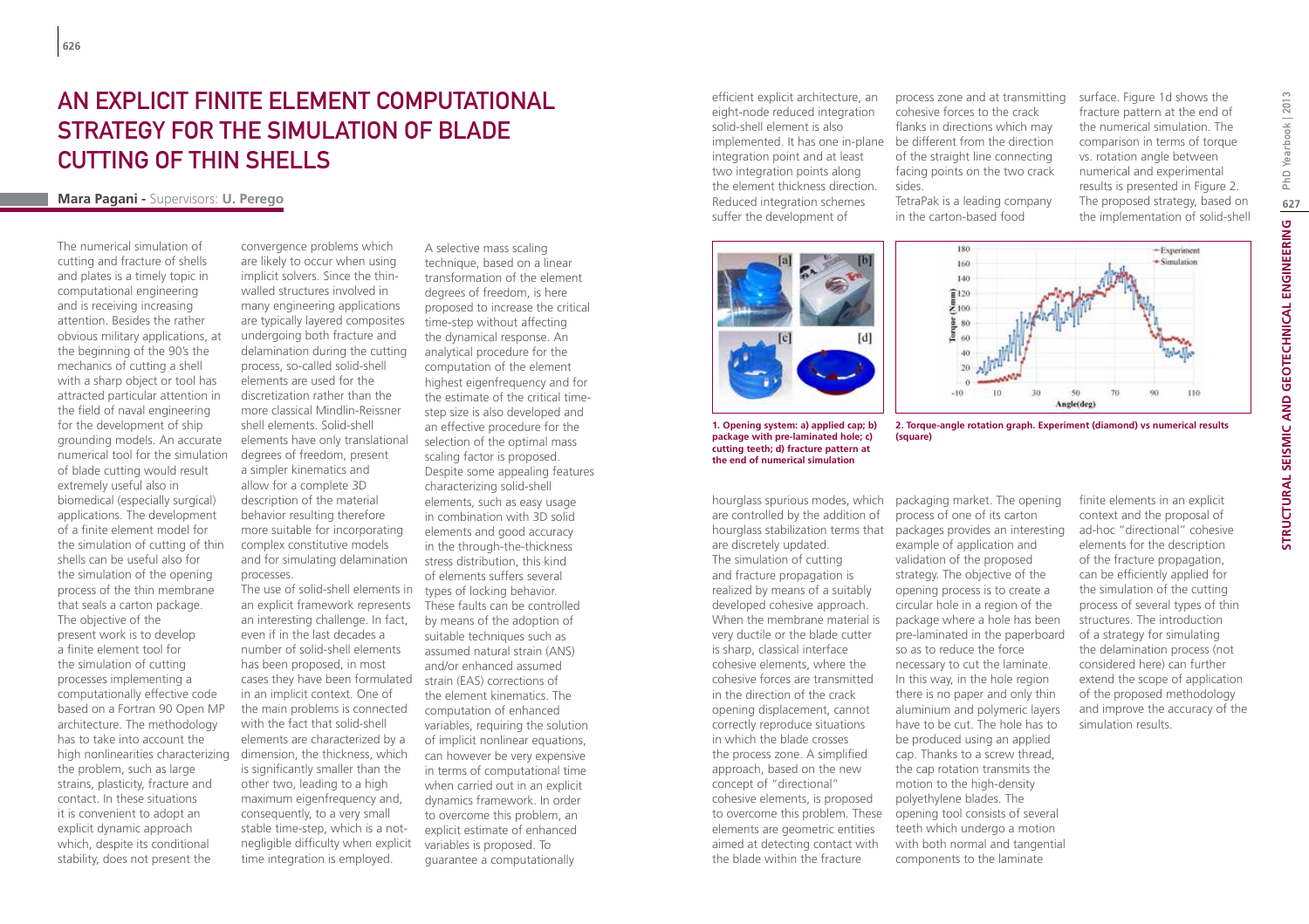# An Explicit Finite Element Computational Strategy for the Simulation of Blade Cutting of Thin Shells

**Mara Pagani** - Supervisors: **U. Perego**

The numerical simulation of cutting and fracture of shells and plates is a timely topic in computational engineering and is receiving increasing attention. Besides the rather obvious military applications, at the beginning of the 90's the mechanics of cutting a shell with a sharp object or tool has attracted particular attention in the field of naval engineering for the development of ship grounding models. An accurate numerical tool for the simulation of blade cutting would result extremely useful also in biomedical (especially surgical) applications. The development of a finite element model for the simulation of cutting of thin shells can be useful also for the simulation of the opening process of the thin membrane that seals a carton package. The objective of the present work is to develop a finite element tool for the simulation of cutting processes implementing a computationally effective code based on a Fortran 90 Open MP architecture. The methodology has to take into account the high nonlinearities characterizing the problem, such as large strains, plasticity, fracture and contact. In these situations it is convenient to adopt an explicit dynamic approach which, despite its conditional stability, does not present the convergence problems which are likely to occur when using implicit solvers. Since the thin-walled structures involved in many engineering applications are typically layered composites undergoing both fracture and delamination during the cutting process, so-called solid-shell elements are used for the discretization rather than the more classical Mindlin-Reissner shell elements. Solid-shell elements have only translational degrees of freedom, present a simpler kinematics and allow for a complete 3D description of the material behavior resulting therefore more suitable for incorporating complex constitutive models and for simulating delamination processes.

The use of solid-shell elements in an explicit framework represents an interesting challenge. In fact, even if in the last decades a number of solid-shell elements has been proposed, in most cases they have been formulated in an implicit context. One of the main problems is connected with the fact that solid-shell elements are characterized by a dimension, the thickness, which is significantly smaller than the other two, leading to a high maximum eigenfrequency and, consequently, to a very small stable time-step, which is a not-negligible difficulty when explicit time integration is employed.

A selective mass scaling technique, based on a linear transformation of the element degrees of freedom, is here proposed to increase the critical time-step without affecting the dynamical response. An analytical procedure for the computation of the element highest eigenfrequency and for the estimate of the critical time-step size is also developed and an effective procedure for the selection of the optimal mass scaling factor is proposed. Despite some appealing features characterizing solid-shell elements, such as easy usage in combination with 3D solid elements and good accuracy in the through-the-thickness stress distribution, this kind of elements suffers several types of locking behavior. These faults can be controlled by means of the adoption of suitable techniques such as assumed natural strain (ANS) and/or enhanced assumed strain (EAS) corrections of the element kinematics. The computation of enhanced variables, requiring the solution of implicit nonlinear equations, can however be very expensive in terms of computational time when carried out in an explicit dynamics framework. In order to overcome this problem, an explicit estimate of enhanced variables is proposed. To guarantee a computationally efficient explicit architecture, an eight-node reduced integration solid-shell element is also implemented. It has one in-plane integration point and at least two integration points along the element thickness direction. Reduced integration schemes suffer the development of hourglass spurious modes, which are controlled by the addition of hourglass stabilization terms that are discretely updated.

The simulation of cutting and fracture propagation is realized by means of a suitably developed cohesive approach. When the membrane material is very ductile or the blade cutter is sharp, classical interface cohesive elements, where the cohesive forces are transmitted in the direction of the crack opening displacement, cannot correctly reproduce situations in which the blade crosses the process zone. A simplified approach, based on the new concept of "directional" cohesive elements, is proposed to overcome this problem. These elements are geometric entities aimed at detecting contact with the blade within the fracture process zone and at transmitting cohesive forces to the crack flanks in directions which may be different from the direction of the straight line connecting facing points on the two crack sides.

TetraPak is a leading company in the carton-based food packaging market. The opening process of one of its carton packages provides an interesting example of application and validation of the proposed strategy. The objective of the opening process is to create a circular hole in a region of the package where a hole has been pre-laminated in the paperboard so as to reduce the force necessary to cut the laminate. In this way, in the hole region there is no paper and only thin aluminium and polymeric layers have to be cut. The hole has to be produced using an applied cap. Thanks to a screw thread, the cap rotation transmits the motion to the high-density polyethylene blades. The opening tool consists of several teeth which undergo a motion with both normal and tangential components to the laminate surface. Figure 1d shows the fracture pattern at the end of the numerical simulation. The comparison in terms of torque vs. rotation angle between numerical and experimental results is presented in Figure 2. The proposed strategy, based on the implementation of solid-shell finite elements in an explicit context and the proposal of ad-hoc "directional" cohesive elements for the description of the fracture propagation, can be efficiently applied for the simulation of the cutting process of several types of thin structures. The introduction of a strategy for simulating the delamination process (not considered here) can further extend the scope of application of the proposed methodology and improve the accuracy of the simulation results.

**1. Opening system: a) applied cap; b) package with pre-laminated hole; c) cutting teeth; d) fracture pattern at the end of numerical simulation**

**2. Torque-angle rotation graph. Experiment (diamond) vs numerical results (square)**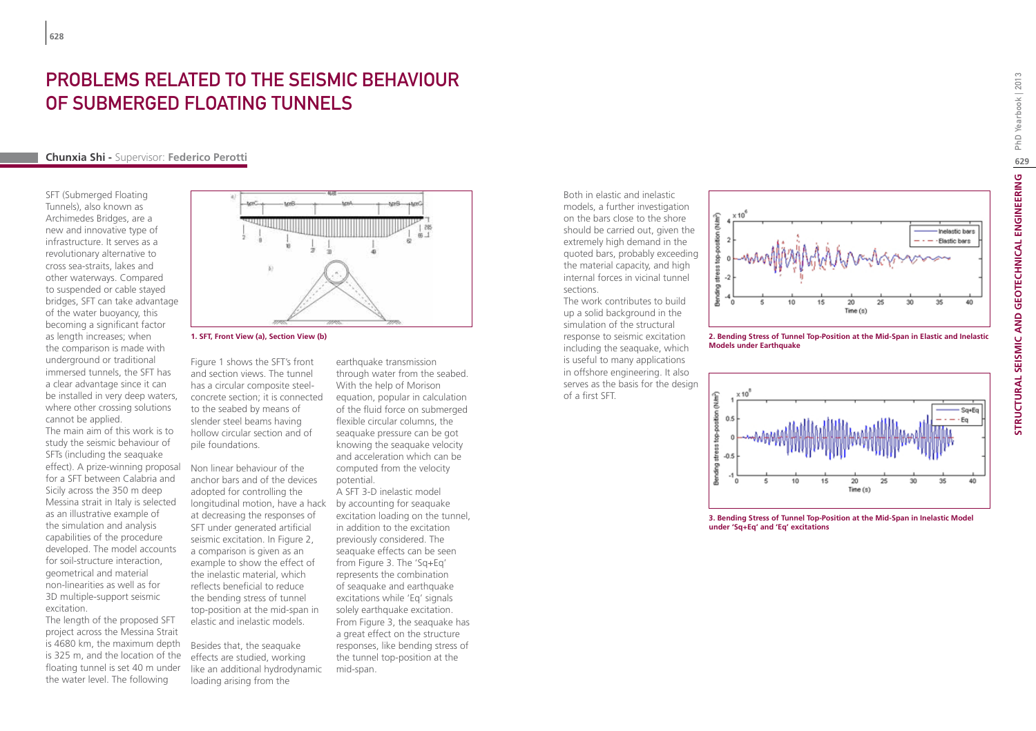# PROBLEMS RELATED TO THE SEISMIC BEHAVIOUR OF SUBMERGED FLOATING TUNNELS

**Chunxia Shi** - Supervisor: **Federico Perotti**

SFT (Submerged Floating Tunnels), also known as Archimedes Bridges, are a new and innovative type of infrastructure. It serves as a revolutionary alternative to cross sea-straits, lakes and other waterways. Compared to suspended or cable stayed bridges, SFT can take advantage of the water buoyancy, this becoming a significant factor as length increases; when the comparison is made with underground or traditional immersed tunnels, the SFT has a clear advantage since it can be installed in very deep waters, where other crossing solutions cannot be applied.

The main aim of this work is to study the seismic behaviour of SFTs (including the seaquake effect). A prize-winning proposal for a SFT between Calabria and Sicily across the 350 m deep Messina strait in Italy is selected as an illustrative example of the simulation and analysis capabilities of the procedure developed. The model accounts for soil-structure interaction, geometrical and material non-linearities as well as for 3D multiple-support seismic excitation.

The length of the proposed SFT project across the Messina Strait is 4680 km, the maximum depth is 325 m, and the location of the floating tunnel is set 40 m under the water level. The following Figure 1 shows the SFT's front and section views. The tunnel has a circular composite steel-concrete section; it is connected to the seabed by means of slender steel beams having hollow circular section and of pile foundations.

1. SFT, Front View (a), Section View (b)

Non linear behaviour of the anchor bars and of the devices adopted for controlling the longitudinal motion, have a hack at decreasing the responses of SFT under generated artificial seismic excitation. In Figure 2, a comparison is given as an example to show the effect of the inelastic material, which reflects beneficial to reduce the bending stress of tunnel top-position at the mid-span in elastic and inelastic models.

Besides that, the seaquake effects are studied, working like an additional hydrodynamic loading arising from the earthquake transmission through water from the seabed. With the help of Morison equation, popular in calculation of the fluid force on submerged flexible circular columns, the seaquake pressure can be got knowing the seaquake velocity and acceleration which can be computed from the velocity potential.

A SFT 3-D inelastic model by accounting for seaquake excitation loading on the tunnel, in addition to the excitation previously considered. The seaquake effects can be seen from Figure 3. The 'Sq+Eq' represents the combination of seaquake and earthquake excitations while 'Eq' signals solely earthquake excitation. From Figure 3, the seaquake has a great effect on the structure responses, like bending stress of the tunnel top-position at the mid-span.

Both in elastic and inelastic models, a further investigation on the bars close to the shore should be carried out, given the extremely high demand in the quoted bars, probably exceeding the material capacity, and high internal forces in vicinal tunnel sections.

The work contributes to build up a solid background in the simulation of the structural response to seismic excitation including the seaquake, which is useful to many applications in offshore engineering. It also serves as the basis for the design of a first SFT.

2. Bending Stress of Tunnel Top-Position at the Mid-Span in Elastic and Inelastic Models under Earthquake

3. Bending Stress of Tunnel Top-Position at the Mid-Span in Inelastic Model under 'Sq+Eq' and 'Eq' excitations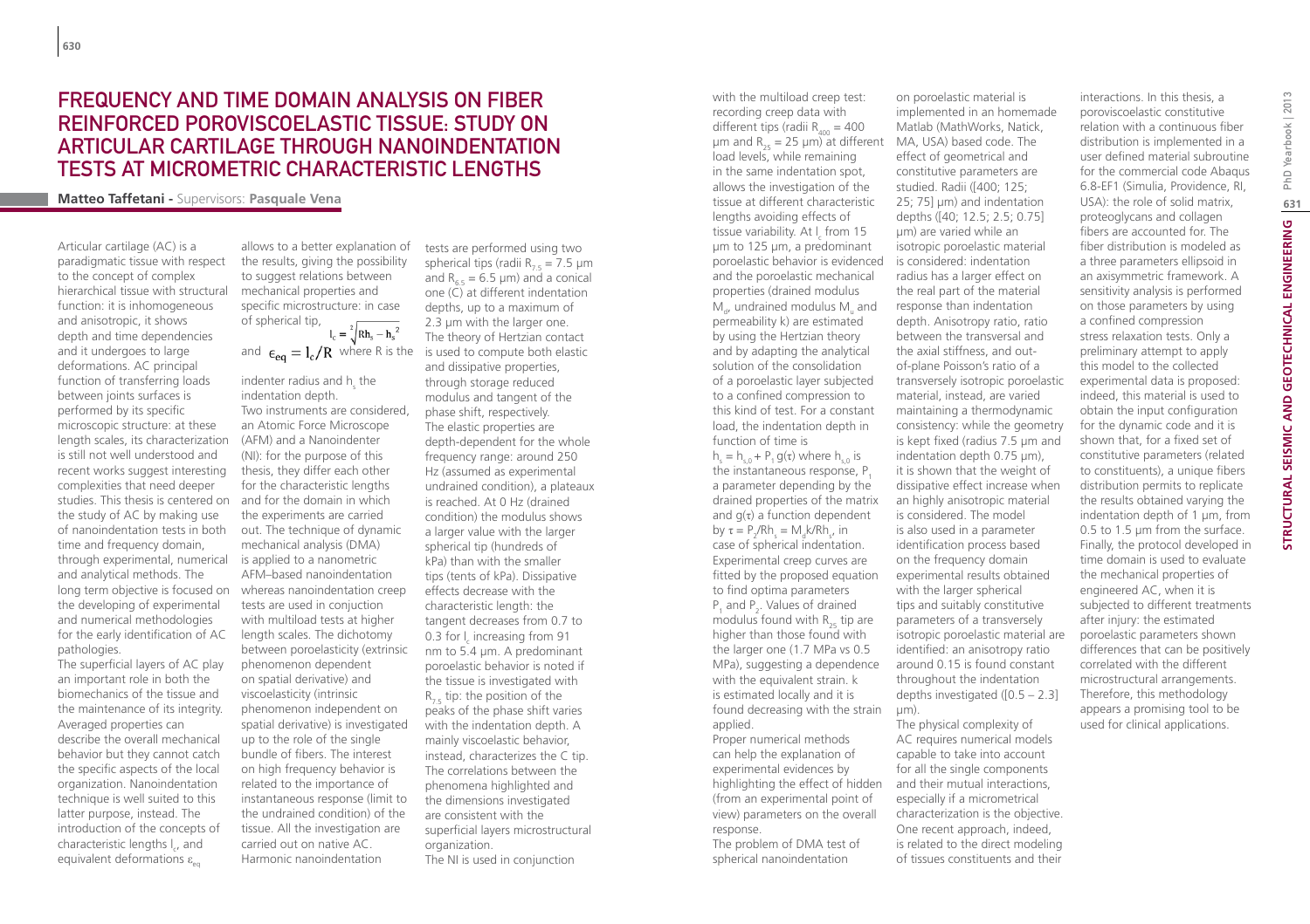# Frequency and Time Domain Analysis on Fiber Reinforced Poroviscoelastic Tissue: Study on Articular Cartilage Through Nanoindentation Tests at Micrometric Characteristic Lengths

**Matteo Taffetani** - Supervisors: **Pasquale Vena**

Articular cartilage (AC) is a paradigmatic tissue with respect to the concept of complex hierarchical tissue with structural function: it is inhomogeneous and anisotropic, it shows depth and time dependencies and it undergoes to large deformations. AC principal function of transferring loads between joints surfaces is performed by its specific microscopic structure: at these length scales, its characterization is still not well understood and recent works suggest interesting complexities that need deeper studies. This thesis is centered on the study of AC by making use of nanoindentation tests in both time and frequency domain, through experimental, numerical and analytical methods. The long term objective is focused on the developing of experimental and numerical methodologies for the early identification of AC pathologies.

The superficial layers of AC play an important role in both the biomechanics of the tissue and the maintenance of its integrity. Averaged properties can describe the overall mechanical behavior but they cannot catch the specific aspects of the local organization. Nanoindentation technique is well suited to this latter purpose, instead. The introduction of the concepts of characteristic lengths $l_c$, and equivalent deformations $\epsilon_{eq}$ allows to a better explanation of the results, giving the possibility to suggest relations between mechanical properties and specific microstructure: in case of spherical tip,

$$l_c = \sqrt[2]{Rh_s - h_s^2}$$

and $\epsilon_{eq} = l_c/R$ where R is the indenter radius and $h_s$ the indentation depth.

Two instruments are considered, an Atomic Force Microscope (AFM) and a Nanoindenter (NI): for the purpose of this thesis, they differ each other for the characteristic lengths and for the domain in which the experiments are carried out. The technique of dynamic mechanical analysis (DMA) is applied to a nanometric AFM–based nanoindentation whereas nanoindentation creep tests are used in conjuction with multiload tests at higher length scales. The dichotomy between poroelasticity (extrinsic phenomenon dependent on spatial derivative) and viscoelasticity (intrinsic phenomenon independent on spatial derivative) is investigated up to the role of the single bundle of fibers. The interest on high frequency behavior is related to the importance of instantaneous response (limit to the undrained condition) of the tissue. All the investigation are carried out on native AC.

Harmonic nanoindentation tests are performed using two spherical tips (radii $R_{7.5} = 7.5$ μm and $R_{6.5} = 6.5$ μm) and a conical one (C) at different indentation depths, up to a maximum of 2.3 μm with the larger one. The theory of Hertzian contact is used to compute both elastic and dissipative properties, through storage reduced modulus and tangent of the phase shift, respectively. The elastic properties are depth-dependent for the whole frequency range: around 250 Hz (assumed as experimental undrained condition), a plateaux is reached. At 0 Hz (drained condition) the modulus shows a larger value with the larger spherical tip (hundreds of kPa) than with the smaller tips (tens of kPa). Dissipative effects decrease with the characteristic length: the tangent decreases from 0.7 to 0.3 for $l_c$ increasing from 91 nm to 5.4 μm. A predominant poroelastic behavior is noted if the tissue is investigated with $R_{7.5}$ tip: the position of the peaks of the phase shift varies with the indentation depth. A mainly viscoelastic behavior, instead, characterizes the C tip. The correlations between the phenomena highlighted and the dimensions investigated are consistent with the superficial layers microstructural organization.

The NI is used in conjunction with the multiload creep test: recording creep data with different tips (radii $R_{400} = 400$ μm and $R_{25} = 25$ μm) at different load levels, while remaining in the same indentation spot, allows the investigation of the tissue at different characteristic lengths avoiding effects of tissue variability. At $l_c$ from 15 μm to 125 μm, a predominant poroelastic behavior is evidenced and the poroelastic mechanical properties (drained modulus $M_d$, undrained modulus $M_u$ and permeability k) are estimated by using the Hertzian theory and by adapting the analytical solution of the consolidation of a poroelastic layer subjected to a confined compression to this kind of test. For a constant load, the indentation depth in function of time is $h_s = h_{s,0} + P_1\, g(\tau)$ where $h_{s,0}$ is the instantaneous response, $P_1$ a parameter depending by the drained properties of the matrix and $g(\tau)$ a function dependent by $\tau = P_2/Rh_s = M_d k/Rh_s$, in case of spherical indentation. Experimental creep curves are fitted by the proposed equation to find optima parameters $P_1$ and $P_2$. Values of drained modulus found with $R_{25}$ tip are higher than those found with the larger one (1.7 MPa vs 0.5 MPa), suggesting a dependence with the equivalent strain. k is estimated locally and it is found decreasing with the strain applied.

Proper numerical methods can help the explanation of experimental evidences by highlighting the effect of hidden (from an experimental point of view) parameters on the overall response.

The problem of DMA test of spherical nanoindentation on poroelastic material is implemented in an homemade Matlab (MathWorks, Natick, MA, USA) based code. The effect of geometrical and constitutive parameters are studied. Radii ([400; 125; 25; 75] μm) and indentation depths ([40; 12.5; 2.5; 0.75] μm) are varied while an isotropic poroelastic material is considered: indentation radius has a larger effect on the real part of the material response than indentation depth. Anisotropy ratio, ratio between the transversal and the axial stiffness, and out-of-plane Poisson's ratio of a transversely isotropic poroelastic material, instead, are varied maintaining a thermodynamic consistency: while the geometry is kept fixed (radius 7.5 μm and indentation depth 0.75 μm), it is shown that the weight of dissipative effect increase when an highly anisotropic material is considered. The model is also used in a parameter identification process based on the frequency domain experimental results obtained with the larger spherical tips and suitably constitutive parameters of a transversely isotropic poroelastic material are identified: an anisotropy ratio around 0.15 is found constant throughout the indentation depths investigated ([0.5 – 2.3] μm).

The physical complexity of AC requires numerical models capable to take into account for all the single components and their mutual interactions, especially if a micrometrical characterization is the objective. One recent approach, indeed, is related to the direct modeling of tissues constituents and their interactions. In this thesis, a poroviscoelastic constitutive relation with a continuous fiber distribution is implemented in a user defined material subroutine for the commercial code Abaqus 6.8-EF1 (Simulia, Providence, RI, USA): the role of solid matrix, proteoglycans and collagen fibers are accounted for. The fiber distribution is modeled as a three parameters ellipsoid in an axisymmetric framework. A sensitivity analysis is performed on those parameters by using a confined compression stress relaxation tests. Only a preliminary attempt to apply this model to the collected experimental data is proposed: indeed, this material is used to obtain the input configuration for the dynamic code and it is shown that, for a fixed set of constitutive parameters (related to constituents), a unique fibers distribution permits to replicate the results obtained varying the indentation depth of 1 μm, from 0.5 to 1.5 μm from the surface.

Finally, the protocol developed in time domain is used to evaluate the mechanical properties of engineered AC, when it is subjected to different treatments after injury: the estimated poroelastic parameters shown differences that can be positively correlated with the different microstructural arrangements. Therefore, this methodology appears a promising tool to be used for clinical applications.